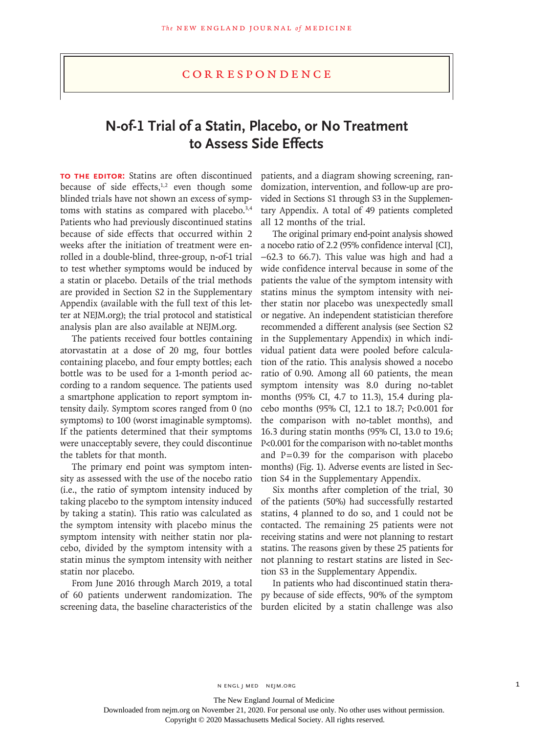# Correspondence

## N-of-1 Trial of a Statin, Placebo, or No Treatment to Assess Side Effects

**TO THE EDITOR:** Statins are often discontinued because of side effects,[1,2] even though some blinded trials have not shown an excess of symptoms with statins as compared with placebo.[3,4] Patients who had previously discontinued statins because of side effects that occurred within 2 weeks after the initiation of treatment were enrolled in a double-blind, three-group, n-of-1 trial to test whether symptoms would be induced by a statin or placebo. Details of the trial methods are provided in Section S2 in the Supplementary Appendix (available with the full text of this letter at NEJM.org); the trial protocol and statistical analysis plan are also available at NEJM.org.

The patients received four bottles containing atorvastatin at a dose of 20 mg, four bottles containing placebo, and four empty bottles; each bottle was to be used for a 1-month period according to a random sequence. The patients used a smartphone application to report symptom intensity daily. Symptom scores ranged from 0 (no symptoms) to 100 (worst imaginable symptoms). If the patients determined that their symptoms were unacceptably severe, they could discontinue the tablets for that month.

The primary end point was symptom intensity as assessed with the use of the nocebo ratio (i.e., the ratio of symptom intensity induced by taking placebo to the symptom intensity induced by taking a statin). This ratio was calculated as the symptom intensity with placebo minus the symptom intensity with neither statin nor placebo, divided by the symptom intensity with a statin minus the symptom intensity with neither statin nor placebo.

From June 2016 through March 2019, a total of 60 patients underwent randomization. The screening data, the baseline characteristics of the patients, and a diagram showing screening, randomization, intervention, and follow-up are provided in Sections S1 through S3 in the Supplementary Appendix. A total of 49 patients completed all 12 months of the trial.

The original primary end-point analysis showed a nocebo ratio of 2.2 (95% confidence interval [CI], −62.3 to 66.7). This value was high and had a wide confidence interval because in some of the patients the value of the symptom intensity with statins minus the symptom intensity with neither statin nor placebo was unexpectedly small or negative. An independent statistician therefore recommended a different analysis (see Section S2 in the Supplementary Appendix) in which individual patient data were pooled before calculation of the ratio. This analysis showed a nocebo ratio of 0.90. Among all 60 patients, the mean symptom intensity was 8.0 during no-tablet months (95% CI, 4.7 to 11.3), 15.4 during placebo months (95% CI, 12.1 to 18.7; $P<0.001$ for the comparison with no-tablet months), and 16.3 during statin months (95% CI, 13.0 to 19.6; $P<0.001$ for the comparison with no-tablet months and $P=0.39$ for the comparison with placebo months) (Fig. 1). Adverse events are listed in Section S4 in the Supplementary Appendix.

Six months after completion of the trial, 30 of the patients (50%) had successfully restarted statins, 4 planned to do so, and 1 could not be contacted. The remaining 25 patients were not receiving statins and were not planning to restart statins. The reasons given by these 25 patients for not planning to restart statins are listed in Section S3 in the Supplementary Appendix.

In patients who had discontinued statin therapy because of side effects, 90% of the symptom burden elicited by a statin challenge was also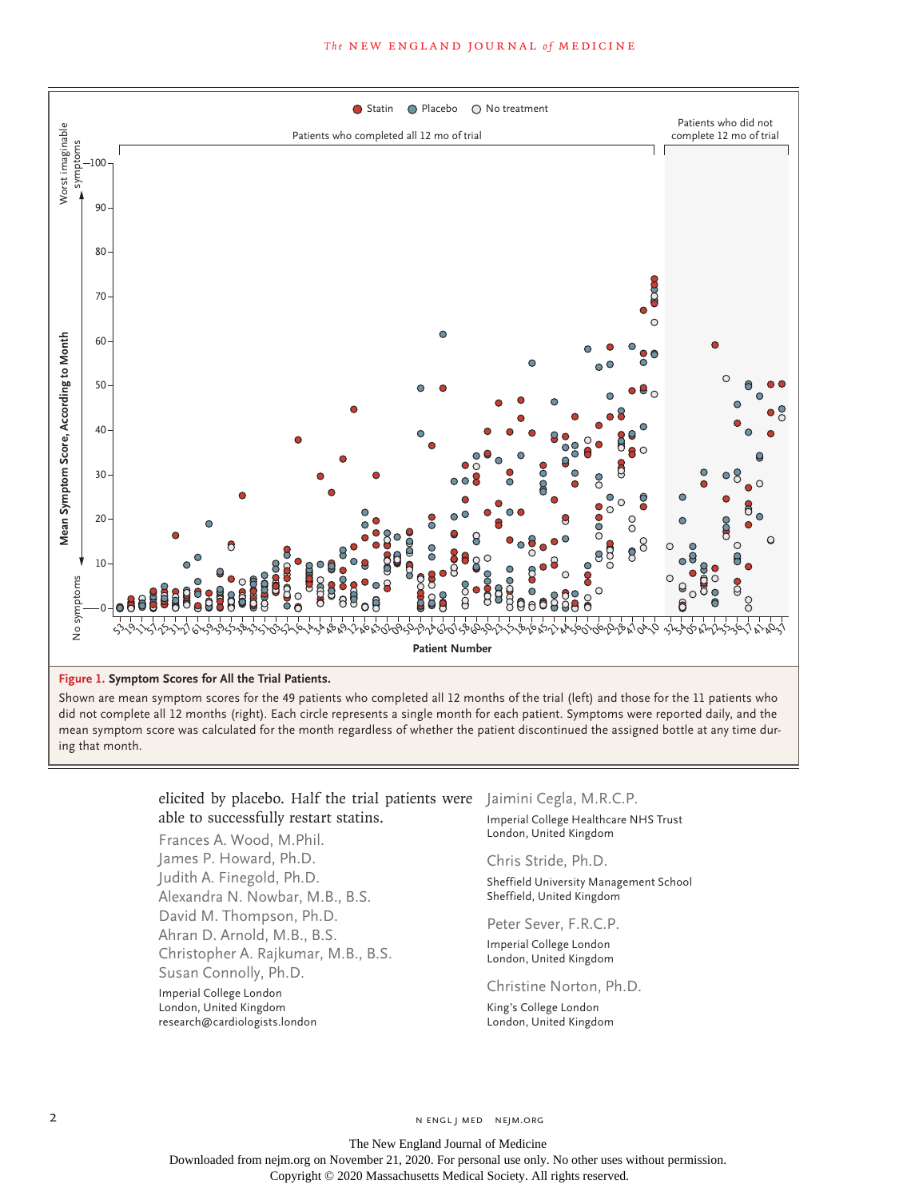**Figure 1. Symptom Scores for All the Trial Patients.**

Shown are mean symptom scores for the 49 patients who completed all 12 months of the trial (left) and those for the 11 patients who did not complete all 12 months (right). Each circle represents a single month for each patient. Symptoms were reported daily, and the mean symptom score was calculated for the month regardless of whether the patient discontinued the assigned bottle at any time during that month.

elicited by placebo. Half the trial patients were able to successfully restart statins.

Frances A. Wood, M.Phil.
James P. Howard, Ph.D.
Judith A. Finegold, Ph.D.
Alexandra N. Nowbar, M.B., B.S.
David M. Thompson, Ph.D.
Ahran D. Arnold, M.B., B.S.
Christopher A. Rajkumar, M.B., B.S.
Susan Connolly, Ph.D.

Imperial College London
London, United Kingdom
research@cardiologists.london

Jaimini Cegla, M.R.C.P.

Imperial College Healthcare NHS Trust
London, United Kingdom

Chris Stride, Ph.D.

Sheffield University Management School
Sheffield, United Kingdom

Peter Sever, F.R.C.P.

Imperial College London
London, United Kingdom

Christine Norton, Ph.D.

King's College London
London, United Kingdom

The New England Journal of Medicine
Downloaded from nejm.org on November 21, 2020. For personal use only. No other uses without permission.
Copyright © 2020 Massachusetts Medical Society. All rights reserved.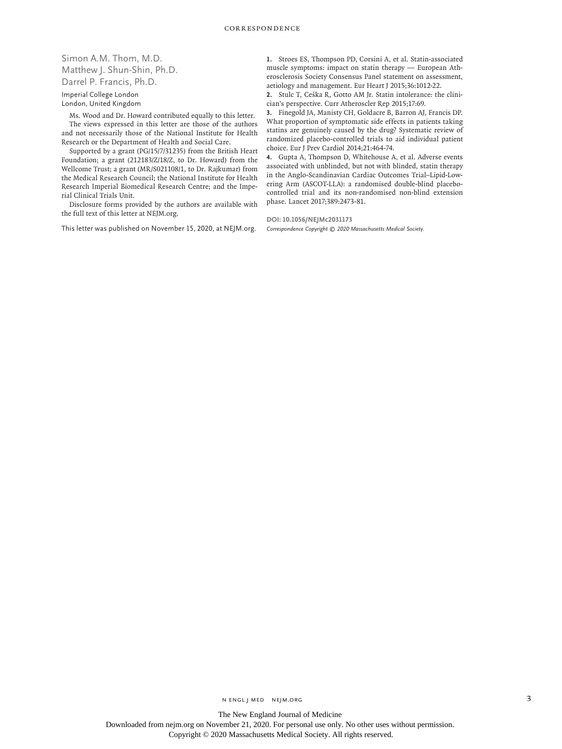Simon A.M. Thom, M.D.
Matthew J. Shun-Shin, Ph.D.
Darrel P. Francis, Ph.D.

Imperial College London
London, United Kingdom

Ms. Wood and Dr. Howard contributed equally to this letter.

The views expressed in this letter are those of the authors and not necessarily those of the National Institute for Health Research or the Department of Health and Social Care.

Supported by a grant (PG/15/7/31235) from the British Heart Foundation; a grant (212183/Z/18/Z, to Dr. Howard) from the Wellcome Trust; a grant (MR/S021108/1, to Dr. Rajkumar) from the Medical Research Council; the National Institute for Health Research Imperial Biomedical Research Centre; and the Imperial Clinical Trials Unit.

Disclosure forms provided by the authors are available with the full text of this letter at NEJM.org.

This letter was published on November 15, 2020, at NEJM.org.

1. Stroes ES, Thompson PD, Corsini A, et al. Statin-associated muscle symptoms: impact on statin therapy — European Atherosclerosis Society Consensus Panel statement on assessment, aetiology and management. Eur Heart J 2015;36:1012-22.
2. Stulc T, Ceška R, Gotto AM Jr. Statin intolerance: the clinician's perspective. Curr Atheroscler Rep 2015;17:69.
3. Finegold JA, Manisty CH, Goldacre B, Barron AJ, Francis DP. What proportion of symptomatic side effects in patients taking statins are genuinely caused by the drug? Systematic review of randomized placebo-controlled trials to aid individual patient choice. Eur J Prev Cardiol 2014;21:464-74.
4. Gupta A, Thompson D, Whitehouse A, et al. Adverse events associated with unblinded, but not with blinded, statin therapy in the Anglo-Scandinavian Cardiac Outcomes Trial–Lipid-Lowering Arm (ASCOT-LLA): a randomised double-blind placebo-controlled trial and its non-randomised non-blind extension phase. Lancet 2017;389:2473-81.

DOI: 10.1056/NEJMc2031173

*Correspondence Copyright © 2020 Massachusetts Medical Society.*